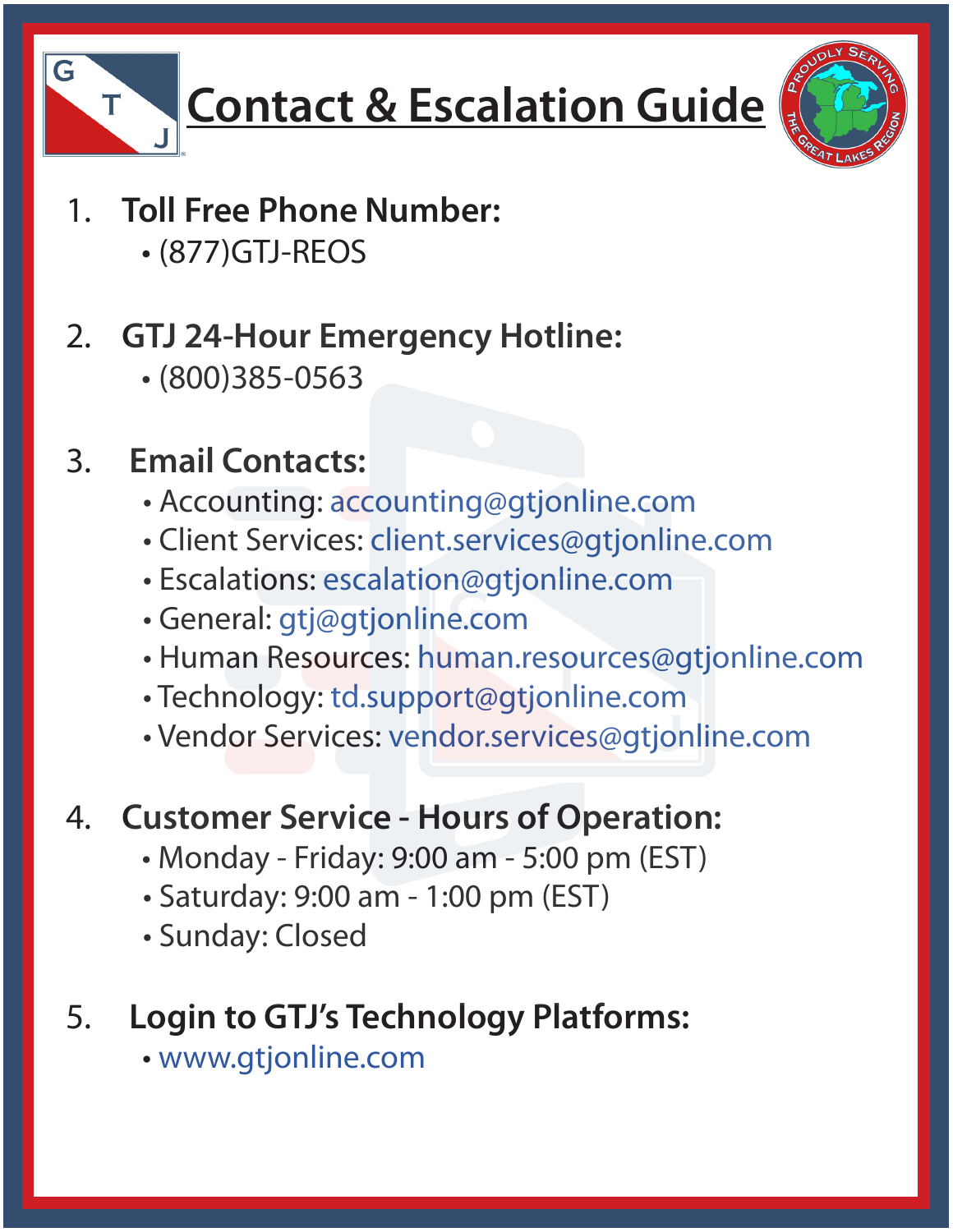# Contact & Escalation Guide

1. **Toll Free Phone Number:**
   - (877)GTJ-REOS

2. **GTJ 24-Hour Emergency Hotline:**
   - (800)385-0563

3. **Email Contacts:**
   - Accounting: accounting@gtjonline.com
   - Client Services: client.services@gtjonline.com
   - Escalations: escalation@gtjonline.com
   - General: gtj@gtjonline.com
   - Human Resources: human.resources@gtjonline.com
   - Technology: td.support@gtjonline.com
   - Vendor Services: vendor.services@gtjonline.com

4. **Customer Service - Hours of Operation:**
   - Monday - Friday: 9:00 am - 5:00 pm (EST)
   - Saturday: 9:00 am - 1:00 pm (EST)
   - Sunday: Closed

5. **Login to GTJ's Technology Platforms:**
   - www.gtjonline.com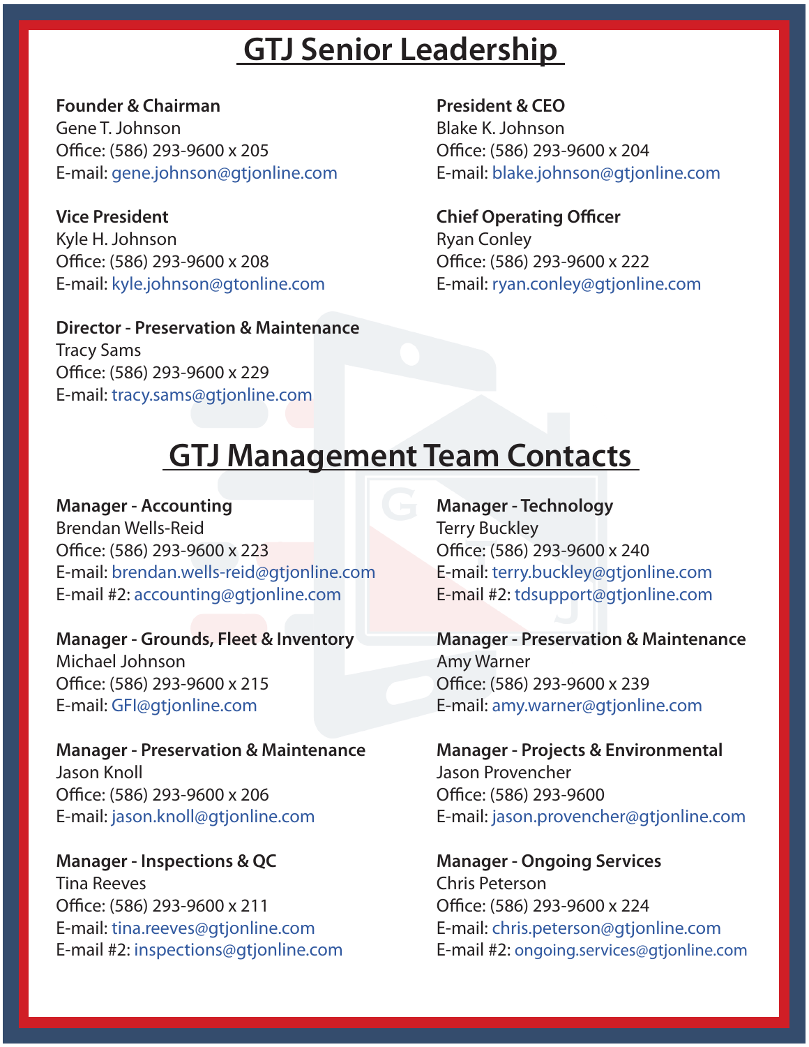# GTJ Senior Leadership

**Founder & Chairman**
Gene T. Johnson
Office: (586) 293-9600 x 205
E-mail: gene.johnson@gtjonline.com

**President & CEO**
Blake K. Johnson
Office: (586) 293-9600 x 204
E-mail: blake.johnson@gtjonline.com

**Vice President**
Kyle H. Johnson
Office: (586) 293-9600 x 208
E-mail: kyle.johnson@gtonline.com

**Chief Operating Officer**
Ryan Conley
Office: (586) 293-9600 x 222
E-mail: ryan.conley@gtjonline.com

**Director - Preservation & Maintenance**
Tracy Sams
Office: (586) 293-9600 x 229
E-mail: tracy.sams@gtjonline.com

# GTJ Management Team Contacts

**Manager - Accounting**
Brendan Wells-Reid
Office: (586) 293-9600 x 223
E-mail: brendan.wells-reid@gtjonline.com
E-mail #2: accounting@gtjonline.com

**Manager - Technology**
Terry Buckley
Office: (586) 293-9600 x 240
E-mail: terry.buckley@gtjonline.com
E-mail #2: tdsupport@gtjonline.com

**Manager - Grounds, Fleet & Inventory**
Michael Johnson
Office: (586) 293-9600 x 215
E-mail: GFI@gtjonline.com

**Manager - Preservation & Maintenance**
Amy Warner
Office: (586) 293-9600 x 239
E-mail: amy.warner@gtjonline.com

**Manager - Preservation & Maintenance**
Jason Knoll
Office: (586) 293-9600 x 206
E-mail: jason.knoll@gtjonline.com

**Manager - Projects & Environmental**
Jason Provencher
Office: (586) 293-9600
E-mail: jason.provencher@gtjonline.com

**Manager - Inspections & QC**
Tina Reeves
Office: (586) 293-9600 x 211
E-mail: tina.reeves@gtjonline.com
E-mail #2: inspections@gtjonline.com

**Manager - Ongoing Services**
Chris Peterson
Office: (586) 293-9600 x 224
E-mail: chris.peterson@gtjonline.com
E-mail #2: ongoing.services@gtjonline.com